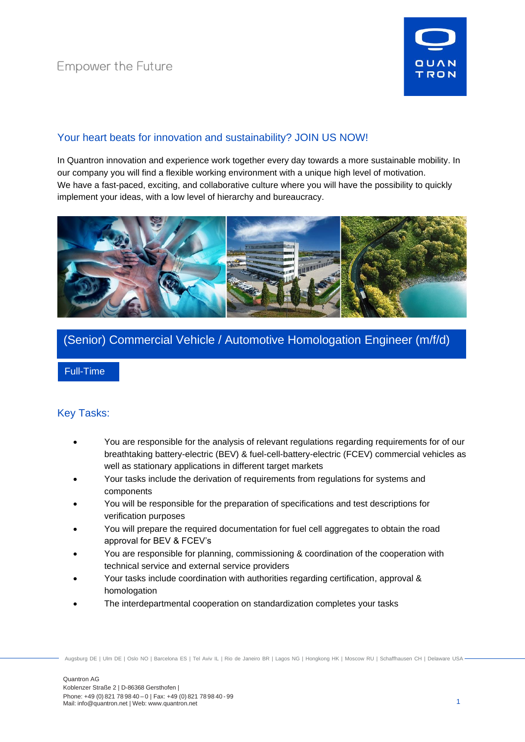Empower the Future

## Your heart beats for innovation and sustainability? JOIN US NOW!

In Quantron innovation and experience work together every day towards a more sustainable mobility. In our company you will find a flexible working environment with a unique high level of motivation.
We have a fast-paced, exciting, and collaborative culture where you will have the possibility to quickly implement your ideas, with a low level of hierarchy and bureaucracy.

# (Senior) Commercial Vehicle / Automotive Homologation Engineer (m/f/d)

Full-Time

## Key Tasks:

- You are responsible for the analysis of relevant regulations regarding requirements for of our breathtaking battery-electric (BEV) & fuel-cell-battery-electric (FCEV) commercial vehicles as well as stationary applications in different target markets
- Your tasks include the derivation of requirements from regulations for systems and components
- You will be responsible for the preparation of specifications and test descriptions for verification purposes
- You will prepare the required documentation for fuel cell aggregates to obtain the road approval for BEV & FCEV's
- You are responsible for planning, commissioning & coordination of the cooperation with technical service and external service providers
- Your tasks include coordination with authorities regarding certification, approval & homologation
- The interdepartmental cooperation on standardization completes your tasks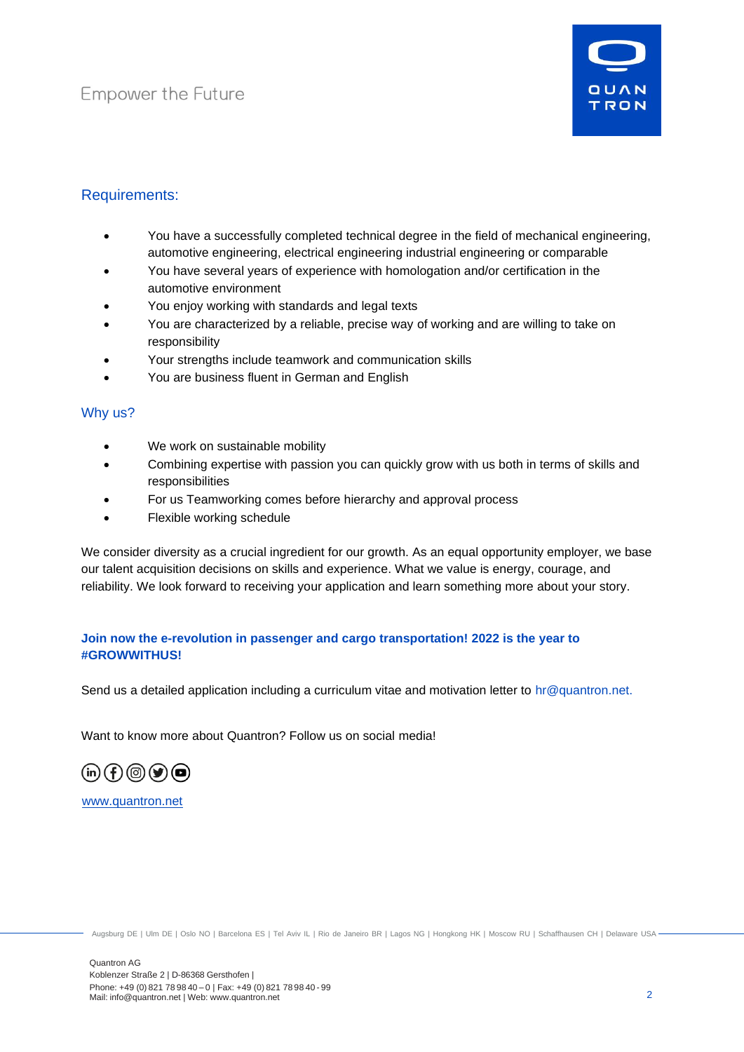## Requirements:

- You have a successfully completed technical degree in the field of mechanical engineering, automotive engineering, electrical engineering industrial engineering or comparable
- You have several years of experience with homologation and/or certification in the automotive environment
- You enjoy working with standards and legal texts
- You are characterized by a reliable, precise way of working and are willing to take on responsibility
- Your strengths include teamwork and communication skills
- You are business fluent in German and English

## Why us?

- We work on sustainable mobility
- Combining expertise with passion you can quickly grow with us both in terms of skills and responsibilities
- For us Teamworking comes before hierarchy and approval process
- Flexible working schedule

We consider diversity as a crucial ingredient for our growth. As an equal opportunity employer, we base our talent acquisition decisions on skills and experience. What we value is energy, courage, and reliability. We look forward to receiving your application and learn something more about your story.

**Join now the e-revolution in passenger and cargo transportation! 2022 is the year to #GROWWITHUS!**

Send us a detailed application including a curriculum vitae and motivation letter to hr@quantron.net.

Want to know more about Quantron? Follow us on social media!

www.quantron.net

Augsburg DE | Ulm DE | Oslo NO | Barcelona ES | Tel Aviv IL | Rio de Janeiro BR | Lagos NG | Hongkong HK | Moscow RU | Schaffhausen CH | Delaware USA

Quantron AG
Koblenzer Straße 2 | D-86368 Gersthofen |
Phone: +49 (0) 821 78 98 40 – 0 | Fax: +49 (0) 821 78 98 40 - 99
Mail: info@quantron.net | Web: www.quantron.net